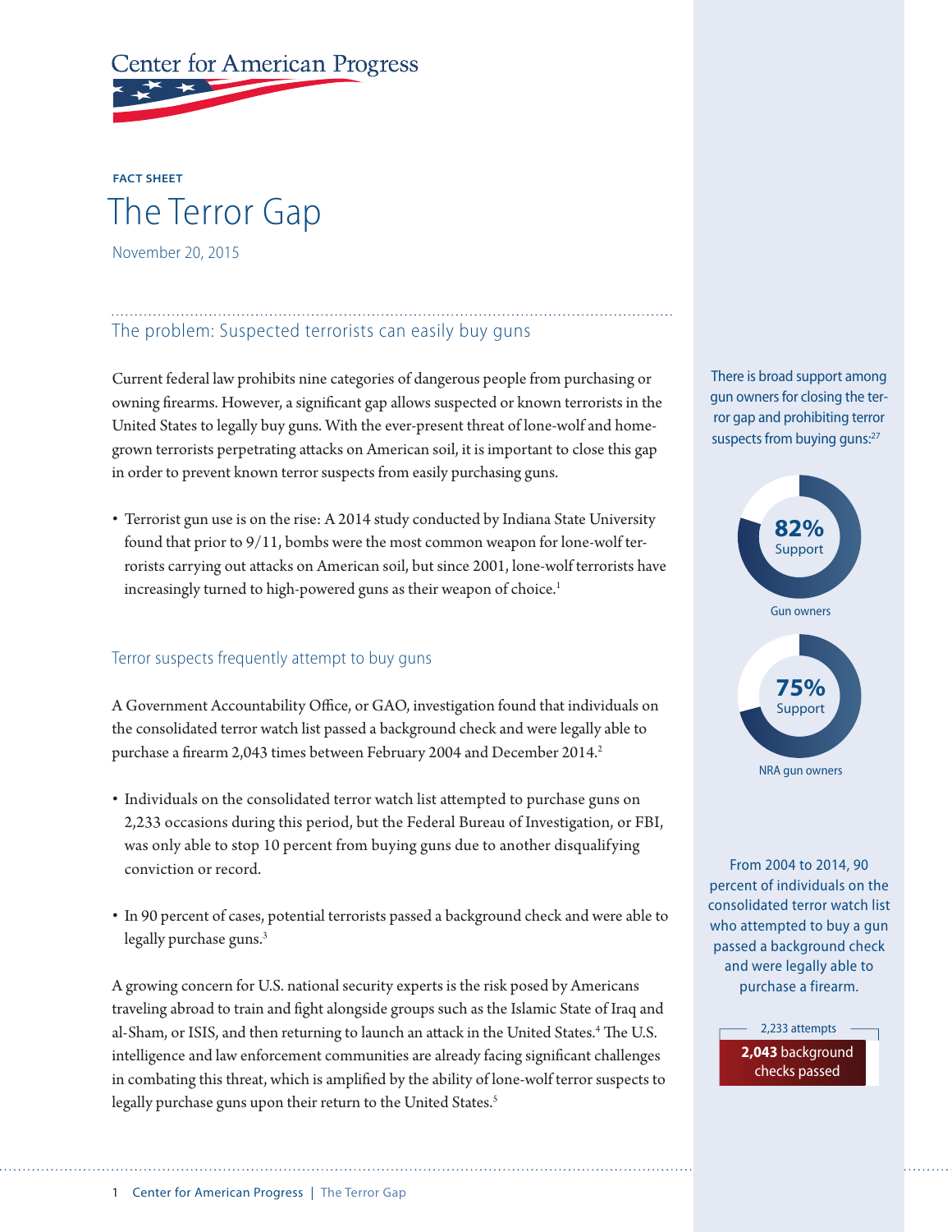Center for American Progress

FACT SHEET

# The Terror Gap

November 20, 2015

## The problem: Suspected terrorists can easily buy guns

Current federal law prohibits nine categories of dangerous people from purchasing or owning firearms. However, a significant gap allows suspected or known terrorists in the United States to legally buy guns. With the ever-present threat of lone-wolf and homegrown terrorists perpetrating attacks on American soil, it is important to close this gap in order to prevent known terror suspects from easily purchasing guns.

- Terrorist gun use is on the rise: A 2014 study conducted by Indiana State University found that prior to 9/11, bombs were the most common weapon for lone-wolf terrorists carrying out attacks on American soil, but since 2001, lone-wolf terrorists have increasingly turned to high-powered guns as their weapon of choice.[1]

### Terror suspects frequently attempt to buy guns

A Government Accountability Office, or GAO, investigation found that individuals on the consolidated terror watch list passed a background check and were legally able to purchase a firearm 2,043 times between February 2004 and December 2014.[2]

- Individuals on the consolidated terror watch list attempted to purchase guns on 2,233 occasions during this period, but the Federal Bureau of Investigation, or FBI, was only able to stop 10 percent from buying guns due to another disqualifying conviction or record.
- In 90 percent of cases, potential terrorists passed a background check and were able to legally purchase guns.[3]

A growing concern for U.S. national security experts is the risk posed by Americans traveling abroad to train and fight alongside groups such as the Islamic State of Iraq and al-Sham, or ISIS, and then returning to launch an attack in the United States.[4] The U.S. intelligence and law enforcement communities are already facing significant challenges in combating this threat, which is amplified by the ability of lone-wolf terror suspects to legally purchase guns upon their return to the United States.[5]

There is broad support among gun owners for closing the terror gap and prohibiting terror suspects from buying guns:[27]

**82%** Support — Gun owners

**75%** Support — NRA gun owners

From 2004 to 2014, 90 percent of individuals on the consolidated terror watch list who attempted to buy a gun passed a background check and were legally able to purchase a firearm.

2,233 attempts

**2,043** background checks passed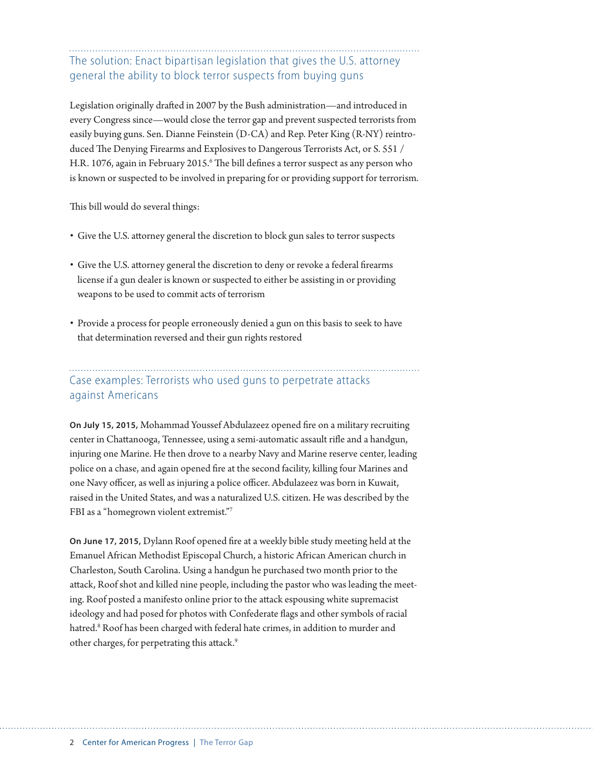## The solution: Enact bipartisan legislation that gives the U.S. attorney general the ability to block terror suspects from buying guns

Legislation originally drafted in 2007 by the Bush administration—and introduced in every Congress since—would close the terror gap and prevent suspected terrorists from easily buying guns. Sen. Dianne Feinstein (D-CA) and Rep. Peter King (R-NY) reintroduced The Denying Firearms and Explosives to Dangerous Terrorists Act, or S. 551 / H.R. 1076, again in February 2015.[6] The bill defines a terror suspect as any person who is known or suspected to be involved in preparing for or providing support for terrorism.

This bill would do several things:

- Give the U.S. attorney general the discretion to block gun sales to terror suspects
- Give the U.S. attorney general the discretion to deny or revoke a federal firearms license if a gun dealer is known or suspected to either be assisting in or providing weapons to be used to commit acts of terrorism
- Provide a process for people erroneously denied a gun on this basis to seek to have that determination reversed and their gun rights restored

## Case examples: Terrorists who used guns to perpetrate attacks against Americans

**On July 15, 2015,** Mohammad Youssef Abdulazeez opened fire on a military recruiting center in Chattanooga, Tennessee, using a semi-automatic assault rifle and a handgun, injuring one Marine. He then drove to a nearby Navy and Marine reserve center, leading police on a chase, and again opened fire at the second facility, killing four Marines and one Navy officer, as well as injuring a police officer. Abdulazeez was born in Kuwait, raised in the United States, and was a naturalized U.S. citizen. He was described by the FBI as a "homegrown violent extremist."[7]

**On June 17, 2015,** Dylann Roof opened fire at a weekly bible study meeting held at the Emanuel African Methodist Episcopal Church, a historic African American church in Charleston, South Carolina. Using a handgun he purchased two month prior to the attack, Roof shot and killed nine people, including the pastor who was leading the meeting. Roof posted a manifesto online prior to the attack espousing white supremacist ideology and had posed for photos with Confederate flags and other symbols of racial hatred.[8] Roof has been charged with federal hate crimes, in addition to murder and other charges, for perpetrating this attack.[9]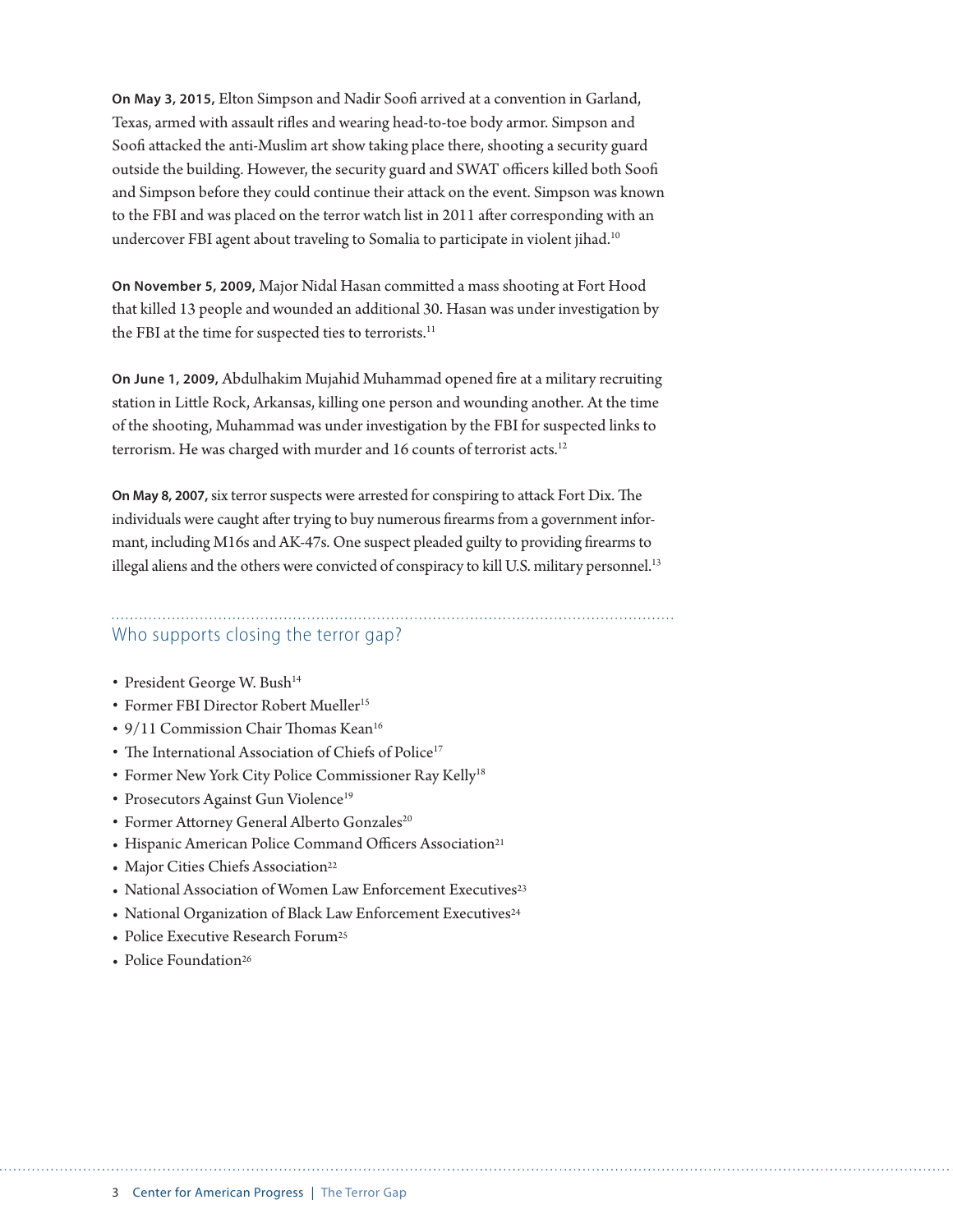**On May 3, 2015,** Elton Simpson and Nadir Soofi arrived at a convention in Garland, Texas, armed with assault rifles and wearing head-to-toe body armor. Simpson and Soofi attacked the anti-Muslim art show taking place there, shooting a security guard outside the building. However, the security guard and SWAT officers killed both Soofi and Simpson before they could continue their attack on the event. Simpson was known to the FBI and was placed on the terror watch list in 2011 after corresponding with an undercover FBI agent about traveling to Somalia to participate in violent jihad.[10]

**On November 5, 2009,** Major Nidal Hasan committed a mass shooting at Fort Hood that killed 13 people and wounded an additional 30. Hasan was under investigation by the FBI at the time for suspected ties to terrorists.[11]

**On June 1, 2009,** Abdulhakim Mujahid Muhammad opened fire at a military recruiting station in Little Rock, Arkansas, killing one person and wounding another. At the time of the shooting, Muhammad was under investigation by the FBI for suspected links to terrorism. He was charged with murder and 16 counts of terrorist acts.[12]

**On May 8, 2007,** six terror suspects were arrested for conspiring to attack Fort Dix. The individuals were caught after trying to buy numerous firearms from a government informant, including M16s and AK-47s. One suspect pleaded guilty to providing firearms to illegal aliens and the others were convicted of conspiracy to kill U.S. military personnel.[13]

## Who supports closing the terror gap?

- President George W. Bush[14]
- Former FBI Director Robert Mueller[15]
- 9/11 Commission Chair Thomas Kean[16]
- The International Association of Chiefs of Police[17]
- Former New York City Police Commissioner Ray Kelly[18]
- Prosecutors Against Gun Violence[19]
- Former Attorney General Alberto Gonzales[20]
- Hispanic American Police Command Officers Association[21]
- Major Cities Chiefs Association[22]
- National Association of Women Law Enforcement Executives[23]
- National Organization of Black Law Enforcement Executives[24]
- Police Executive Research Forum[25]
- Police Foundation[26]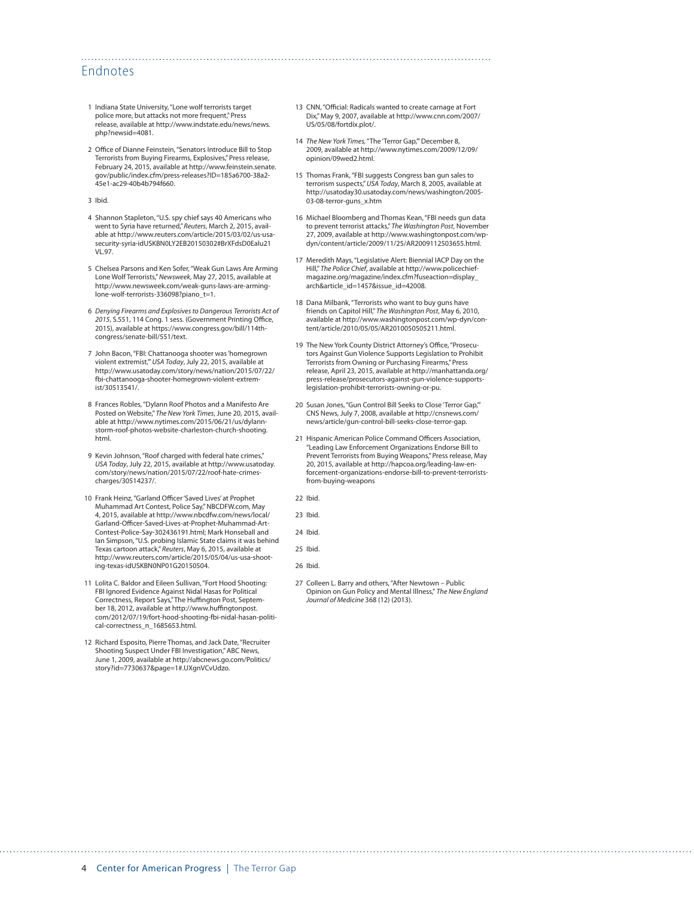## Endnotes

1. Indiana State University, "Lone wolf terrorists target police more, but attacks not more frequent," Press release, available at http://www.indstate.edu/news/news.php?newsid=4081.

2. Office of Dianne Feinstein, "Senators Introduce Bill to Stop Terrorists from Buying Firearms, Explosives," Press release, February 24, 2015, available at http://www.feinstein.senate.gov/public/index.cfm/press-releases?ID=185a6700-38a2-45e1-ac29-40b4b794f660.

3. Ibid.

4. Shannon Stapleton, "U.S. spy chief says 40 Americans who went to Syria have returned," *Reuters*, March 2, 2015, available at http://www.reuters.com/article/2015/03/02/us-usa-security-syria-idUSKBN0LY2EB20150302#BrXFdsD0Ealu21VL.97.

5. Chelsea Parsons and Ken Sofer, "Weak Gun Laws Are Arming Lone Wolf Terrorists," *Newsweek*, May 27, 2015, available at http://www.newsweek.com/weak-guns-laws-are-arming-lone-wolf-terrorists-336098?piano_t=1.

6. *Denying Firearms and Explosives to Dangerous Terrorists Act of 2015*, S.551, 114 Cong. 1 sess. (Government Printing Office, 2015), available at https://www.congress.gov/bill/114th-congress/senate-bill/551/text.

7. John Bacon, "FBI: Chattanooga shooter was 'homegrown violent extremist,'" *USA Today*, July 22, 2015, available at http://www.usatoday.com/story/news/nation/2015/07/22/fbi-chattanooga-shooter-homegrown-violent-extremist/30513541/.

8. Frances Robles, "Dylann Roof Photos and a Manifesto Are Posted on Website," *The New York Times*, June 20, 2015, available at http://www.nytimes.com/2015/06/21/us/dylann-storm-roof-photos-website-charleston-church-shooting.html.

9. Kevin Johnson, "Roof charged with federal hate crimes," *USA Today*, July 22, 2015, available at http://www.usatoday.com/story/news/nation/2015/07/22/roof-hate-crimes-charges/30514237/.

10. Frank Heinz, "Garland Officer 'Saved Lives' at Prophet Muhammad Art Contest, Police Say," NBCDFW.com, May 4, 2015, available at http://www.nbcdfw.com/news/local/Garland-Officer-Saved-Lives-at-Prophet-Muhammad-Art-Contest-Police-Say-302436191.html; Mark Honseball and Ian Simpson, "U.S. probing Islamic State claims it was behind Texas cartoon attack," *Reuters*, May 6, 2015, available at http://www.reuters.com/article/2015/05/04/us-usa-shooting-texas-idUSKBN0NP01G20150504.

11. Lolita C. Baldor and Eileen Sullivan, "Fort Hood Shooting: FBI Ignored Evidence Against Nidal Hasas for Political Correctness, Report Says," The Huffington Post, September 18, 2012, available at http://www.huffingtonpost.com/2012/07/19/fort-hood-shooting-fbi-nidal-hasan-political-correctness_n_1685653.html.

12. Richard Esposito, Pierre Thomas, and Jack Date, "Recruiter Shooting Suspect Under FBI Investigation," ABC News, June 1, 2009, available at http://abcnews.go.com/Politics/story?id=7730637&page=1#.UXgnVCvUdzo.

13. CNN, "Official: Radicals wanted to create carnage at Fort Dix," May 9, 2007, available at http://www.cnn.com/2007/US/05/08/fortdix.plot/.

14. *The New York Times*, "The 'Terror Gap,'" December 8, 2009, available at http://www.nytimes.com/2009/12/09/opinion/09wed2.html.

15. Thomas Frank, "FBI suggests Congress ban gun sales to terrorism suspects," *USA Today*, March 8, 2005, available at http://usatoday30.usatoday.com/news/washington/2005-03-08-terror-guns_x.htm

16. Michael Bloomberg and Thomas Kean, "FBI needs gun data to prevent terrorist attacks," *The Washington Post*, November 27, 2009, available at http://www.washingtonpost.com/wp-dyn/content/article/2009/11/25/AR2009112503655.html.

17. Meredith Mays, "Legislative Alert: Biennial IACP Day on the Hill," *The Police Chief*, available at http://www.policechiefmagazine.org/magazine/index.cfm?fuseaction=display_arch&article_id=1457&issue_id=42008.

18. Dana Milbank, "Terrorists who want to buy guns have friends on Capitol Hill," *The Washington Post*, May 6, 2010, available at http://www.washingtonpost.com/wp-dyn/content/article/2010/05/05/AR2010050505211.html.

19. The New York County District Attorney's Office, "Prosecutors Against Gun Violence Supports Legislation to Prohibit Terrorists from Owning or Purchasing Firearms," Press release, April 23, 2015, available at http://manhattanda.org/press-release/prosecutors-against-gun-violence-supports-legislation-prohibit-terrorists-owning-or-pu.

20. Susan Jones, "Gun Control Bill Seeks to Close 'Terror Gap,'" CNS News, July 7, 2008, available at http://cnsnews.com/news/article/gun-control-bill-seeks-close-terror-gap.

21. Hispanic American Police Command Officers Association, "Leading Law Enforcement Organizations Endorse Bill to Prevent Terrorists from Buying Weapons," Press release, May 20, 2015, available at http://hapcoa.org/leading-law-enforcement-organizations-endorse-bill-to-prevent-terrorists-from-buying-weapons

22. Ibid.

23. Ibid.

24. Ibid.

25. Ibid.

26. Ibid.

27. Colleen L. Barry and others, "After Newtown – Public Opinion on Gun Policy and Mental Illness," *The New England Journal of Medicine* 368 (12) (2013).